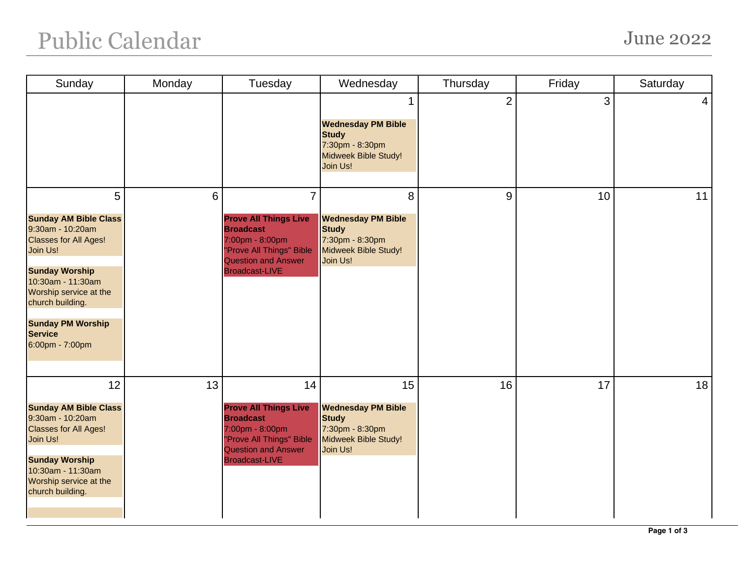# Public Calendar

## June 2022

| Sunday | Monday | Tuesday | Wednesday | Thursday | Friday | Saturday |
|---|---|---|---|---|---|---|
| | | | 1<br>**Wednesday PM Bible Study**<br>7:30pm - 8:30pm<br>Midweek Bible Study! Join Us! | 2 | 3 | 4 |
| 5<br>**Sunday AM Bible Class**<br>9:30am - 10:20am<br>Classes for All Ages! Join Us!<br><br>**Sunday Worship**<br>10:30am - 11:30am<br>Worship service at the church building.<br><br>**Sunday PM Worship Service**<br>6:00pm - 7:00pm | 6 | 7<br>**Prove All Things Live Broadcast**<br>7:00pm - 8:00pm<br>"Prove All Things" Bible Question and Answer Broadcast-LIVE | 8<br>**Wednesday PM Bible Study**<br>7:30pm - 8:30pm<br>Midweek Bible Study! Join Us! | 9 | 10 | 11 |
| 12<br>**Sunday AM Bible Class**<br>9:30am - 10:20am<br>Classes for All Ages! Join Us!<br><br>**Sunday Worship**<br>10:30am - 11:30am<br>Worship service at the church building. | 13 | 14<br>**Prove All Things Live Broadcast**<br>7:00pm - 8:00pm<br>"Prove All Things" Bible Question and Answer Broadcast-LIVE | 15<br>**Wednesday PM Bible Study**<br>7:30pm - 8:30pm<br>Midweek Bible Study! Join Us! | 16 | 17 | 18 |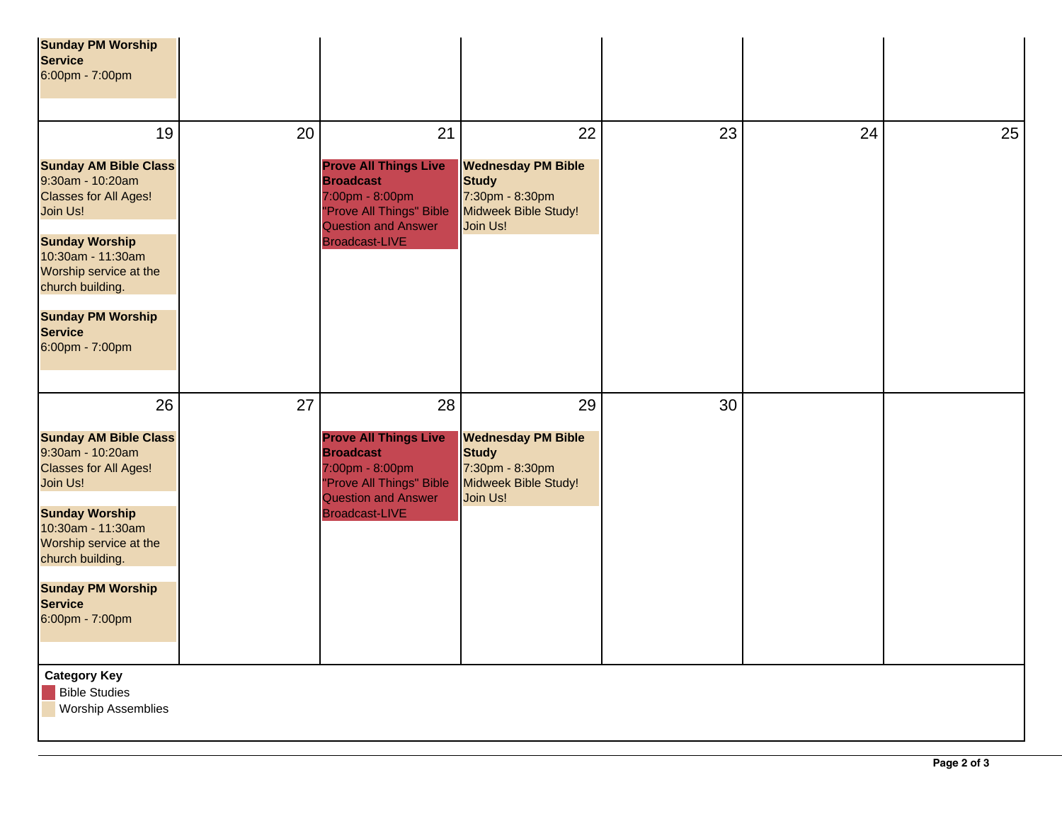| | | | | | | |
|---|---|---|---|---|---|---|
| **Sunday PM Worship Service** 6:00pm - 7:00pm | | | | | | |
| 19<br><br>**Sunday AM Bible Class** 9:30am - 10:20am Classes for All Ages! Join Us!<br><br>**Sunday Worship** 10:30am - 11:30am Worship service at the church building.<br><br>**Sunday PM Worship Service** 6:00pm - 7:00pm | 20 | 21<br><br>**Prove All Things Live Broadcast** 7:00pm - 8:00pm "Prove All Things" Bible Question and Answer Broadcast-LIVE | 22<br><br>**Wednesday PM Bible Study** 7:30pm - 8:30pm Midweek Bible Study! Join Us! | 23 | 24 | 25 |
| 26<br><br>**Sunday AM Bible Class** 9:30am - 10:20am Classes for All Ages! Join Us!<br><br>**Sunday Worship** 10:30am - 11:30am Worship service at the church building.<br><br>**Sunday PM Worship Service** 6:00pm - 7:00pm | 27 | 28<br><br>**Prove All Things Live Broadcast** 7:00pm - 8:00pm "Prove All Things" Bible Question and Answer Broadcast-LIVE | 29<br><br>**Wednesday PM Bible Study** 7:30pm - 8:30pm Midweek Bible Study! Join Us! | 30 | | |

**Category Key**

- Bible Studies
- Worship Assemblies